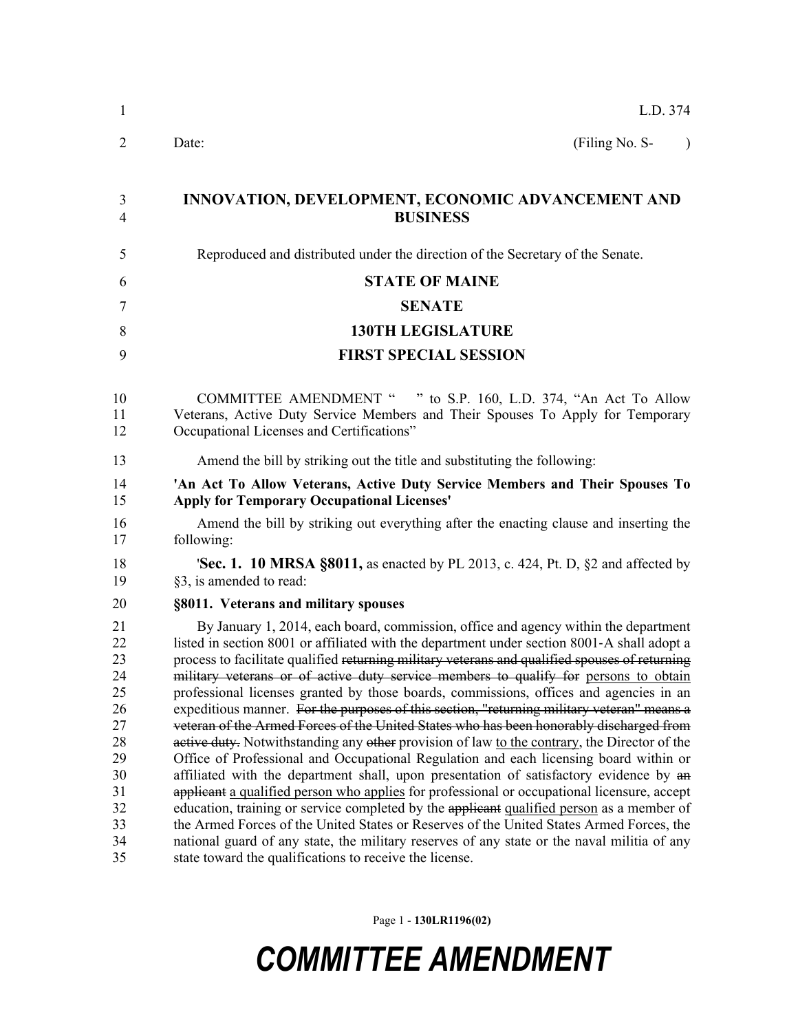L.D. 374

Date: (Filing No. S- )

**INNOVATION, DEVELOPMENT, ECONOMIC ADVANCEMENT AND BUSINESS**

Reproduced and distributed under the direction of the Secretary of the Senate.

**STATE OF MAINE**

**SENATE**

**130TH LEGISLATURE**

**FIRST SPECIAL SESSION**

COMMITTEE AMENDMENT " " to S.P. 160, L.D. 374, "An Act To Allow Veterans, Active Duty Service Members and Their Spouses To Apply for Temporary Occupational Licenses and Certifications"

Amend the bill by striking out the title and substituting the following:

**'An Act To Allow Veterans, Active Duty Service Members and Their Spouses To Apply for Temporary Occupational Licenses'**

Amend the bill by striking out everything after the enacting clause and inserting the following:

'**Sec. 1. 10 MRSA §8011,** as enacted by PL 2013, c. 424, Pt. D, §2 and affected by §3, is amended to read:

**§8011. Veterans and military spouses**

By January 1, 2014, each board, commission, office and agency within the department listed in section 8001 or affiliated with the department under section 8001-A shall adopt a process to facilitate qualified ~~returning military veterans and qualified spouses of returning military veterans or of active duty service members to qualify for~~ persons to obtain professional licenses granted by those boards, commissions, offices and agencies in an expeditious manner. ~~For the purposes of this section, "returning military veteran" means a veteran of the Armed Forces of the United States who has been honorably discharged from active duty.~~ Notwithstanding any ~~other~~ provision of law to the contrary, the Director of the Office of Professional and Occupational Regulation and each licensing board within or affiliated with the department shall, upon presentation of satisfactory evidence by ~~an applicant~~ a qualified person who applies for professional or occupational licensure, accept education, training or service completed by the ~~applicant~~ qualified person as a member of the Armed Forces of the United States or Reserves of the United States Armed Forces, the national guard of any state, the military reserves of any state or the naval militia of any state toward the qualifications to receive the license.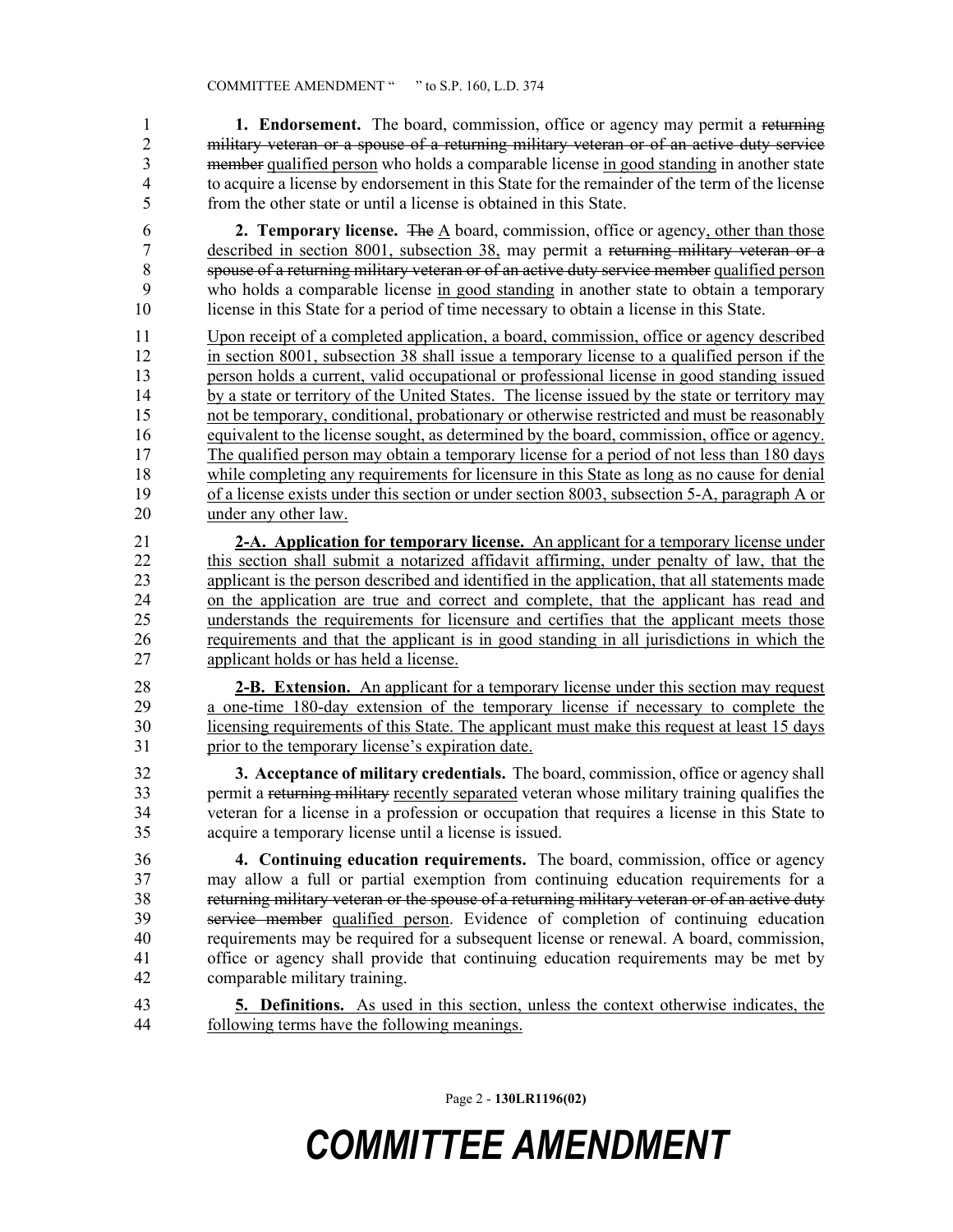**1. Endorsement.** The board, commission, office or agency may permit a ~~returning military veteran or a spouse of a returning military veteran or of an active duty service member~~ qualified person who holds a comparable license in good standing in another state to acquire a license by endorsement in this State for the remainder of the term of the license from the other state or until a license is obtained in this State.

**2. Temporary license.** ~~The~~ A board, commission, office or agency, other than those described in section 8001, subsection 38, may permit a ~~returning military veteran or a spouse of a returning military veteran or of an active duty service member~~ qualified person who holds a comparable license in good standing in another state to obtain a temporary license in this State for a period of time necessary to obtain a license in this State.

Upon receipt of a completed application, a board, commission, office or agency described in section 8001, subsection 38 shall issue a temporary license to a qualified person if the person holds a current, valid occupational or professional license in good standing issued by a state or territory of the United States. The license issued by the state or territory may not be temporary, conditional, probationary or otherwise restricted and must be reasonably equivalent to the license sought, as determined by the board, commission, office or agency. The qualified person may obtain a temporary license for a period of not less than 180 days while completing any requirements for licensure in this State as long as no cause for denial of a license exists under this section or under section 8003, subsection 5-A, paragraph A or under any other law.

**2-A. Application for temporary license.** An applicant for a temporary license under this section shall submit a notarized affidavit affirming, under penalty of law, that the applicant is the person described and identified in the application, that all statements made on the application are true and correct and complete, that the applicant has read and understands the requirements for licensure and certifies that the applicant meets those requirements and that the applicant is in good standing in all jurisdictions in which the applicant holds or has held a license.

**2-B. Extension.** An applicant for a temporary license under this section may request a one-time 180-day extension of the temporary license if necessary to complete the licensing requirements of this State. The applicant must make this request at least 15 days prior to the temporary license's expiration date.

**3. Acceptance of military credentials.** The board, commission, office or agency shall permit a ~~returning military~~ recently separated veteran whose military training qualifies the veteran for a license in a profession or occupation that requires a license in this State to acquire a temporary license until a license is issued.

**4. Continuing education requirements.** The board, commission, office or agency may allow a full or partial exemption from continuing education requirements for a ~~returning military veteran or the spouse of a returning military veteran or of an active duty service member~~ qualified person. Evidence of completion of continuing education requirements may be required for a subsequent license or renewal. A board, commission, office or agency shall provide that continuing education requirements may be met by comparable military training.

**5. Definitions.** As used in this section, unless the context otherwise indicates, the following terms have the following meanings.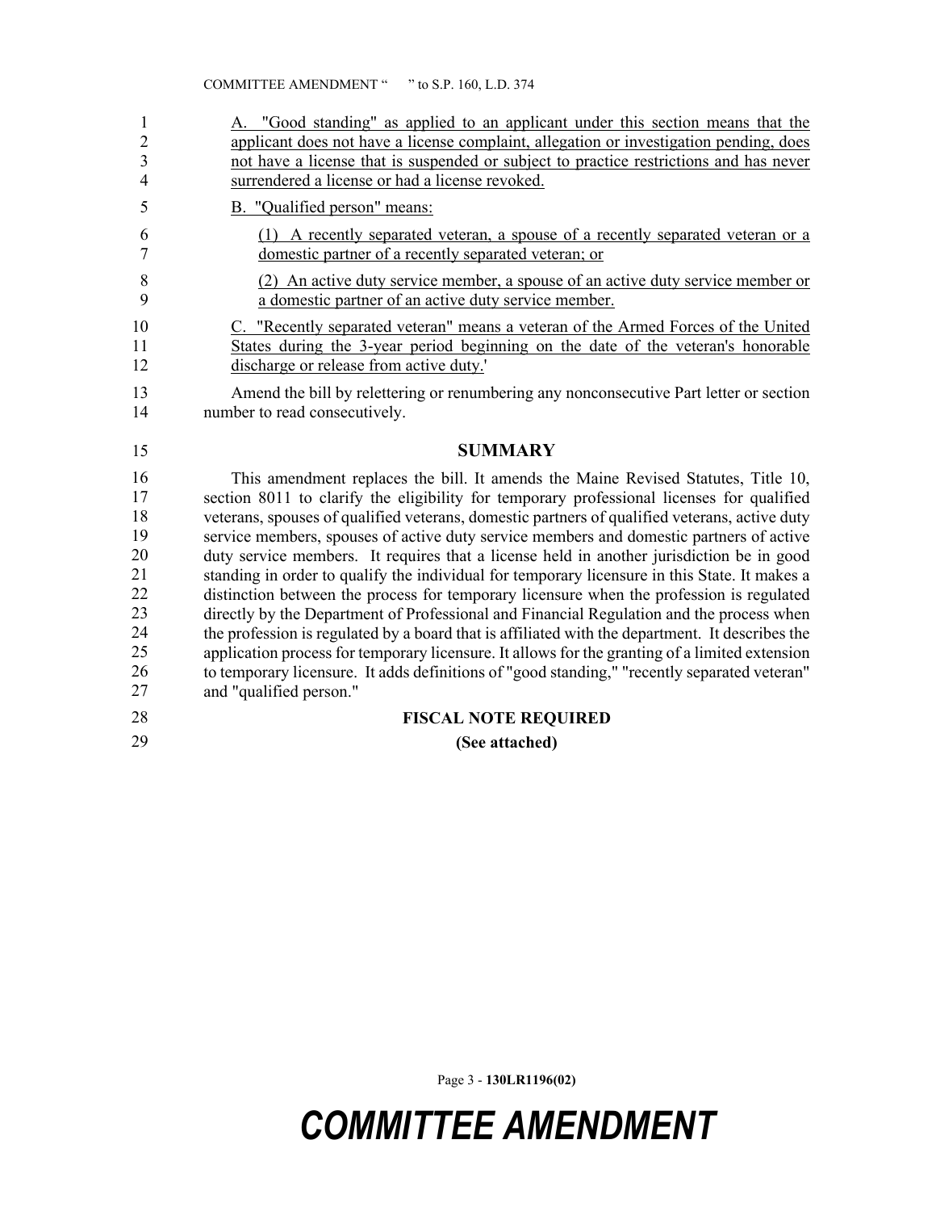A. "Good standing" as applied to an applicant under this section means that the applicant does not have a license complaint, allegation or investigation pending, does not have a license that is suspended or subject to practice restrictions and has never surrendered a license or had a license revoked.

B. "Qualified person" means:

(1) A recently separated veteran, a spouse of a recently separated veteran or a domestic partner of a recently separated veteran; or

(2) An active duty service member, a spouse of an active duty service member or a domestic partner of an active duty service member.

C. "Recently separated veteran" means a veteran of the Armed Forces of the United States during the 3-year period beginning on the date of the veteran's honorable discharge or release from active duty.'

Amend the bill by relettering or renumbering any nonconsecutive Part letter or section number to read consecutively.

## SUMMARY

This amendment replaces the bill. It amends the Maine Revised Statutes, Title 10, section 8011 to clarify the eligibility for temporary professional licenses for qualified veterans, spouses of qualified veterans, domestic partners of qualified veterans, active duty service members, spouses of active duty service members and domestic partners of active duty service members. It requires that a license held in another jurisdiction be in good standing in order to qualify the individual for temporary licensure in this State. It makes a distinction between the process for temporary licensure when the profession is regulated directly by the Department of Professional and Financial Regulation and the process when the profession is regulated by a board that is affiliated with the department. It describes the application process for temporary licensure. It allows for the granting of a limited extension to temporary licensure. It adds definitions of "good standing," "recently separated veteran" and "qualified person."

**FISCAL NOTE REQUIRED**

**(See attached)**